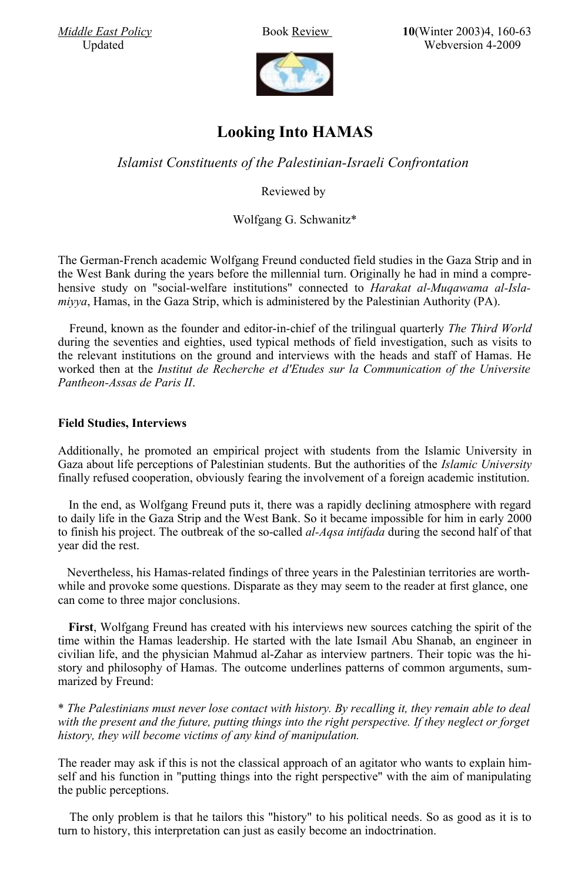# Looking Into HAMAS

*Islamist Constituents of the Palestinian-Israeli Confrontation*

Reviewed by

Wolfgang G. Schwanitz*

The German-French academic Wolfgang Freund conducted field studies in the Gaza Strip and in the West Bank during the years before the millennial turn. Originally he had in mind a comprehensive study on "social-welfare institutions" connected to *Harakat al-Muqawama al-Islamiyya*, Hamas, in the Gaza Strip, which is administered by the Palestinian Authority (PA).

Freund, known as the founder and editor-in-chief of the trilingual quarterly *The Third World* during the seventies and eighties, used typical methods of field investigation, such as visits to the relevant institutions on the ground and interviews with the heads and staff of Hamas. He worked then at the *Institut de Recherche et d'Etudes sur la Communication of the Universite Pantheon-Assas de Paris II*.

## Field Studies, Interviews

Additionally, he promoted an empirical project with students from the Islamic University in Gaza about life perceptions of Palestinian students. But the authorities of the *Islamic University* finally refused cooperation, obviously fearing the involvement of a foreign academic institution.

In the end, as Wolfgang Freund puts it, there was a rapidly declining atmosphere with regard to daily life in the Gaza Strip and the West Bank. So it became impossible for him in early 2000 to finish his project. The outbreak of the so-called *al-Aqsa intifada* during the second half of that year did the rest.

Nevertheless, his Hamas-related findings of three years in the Palestinian territories are worthwhile and provoke some questions. Disparate as they may seem to the reader at first glance, one can come to three major conclusions.

**First**, Wolfgang Freund has created with his interviews new sources catching the spirit of the time within the Hamas leadership. He started with the late Ismail Abu Shanab, an engineer in civilian life, and the physician Mahmud al-Zahar as interview partners. Their topic was the history and philosophy of Hamas. The outcome underlines patterns of common arguments, summarized by Freund:

* *The Palestinians must never lose contact with history. By recalling it, they remain able to deal with the present and the future, putting things into the right perspective. If they neglect or forget history, they will become victims of any kind of manipulation.*

The reader may ask if this is not the classical approach of an agitator who wants to explain himself and his function in "putting things into the right perspective" with the aim of manipulating the public perceptions.

The only problem is that he tailors this "history" to his political needs. So as good as it is to turn to history, this interpretation can just as easily become an indoctrination.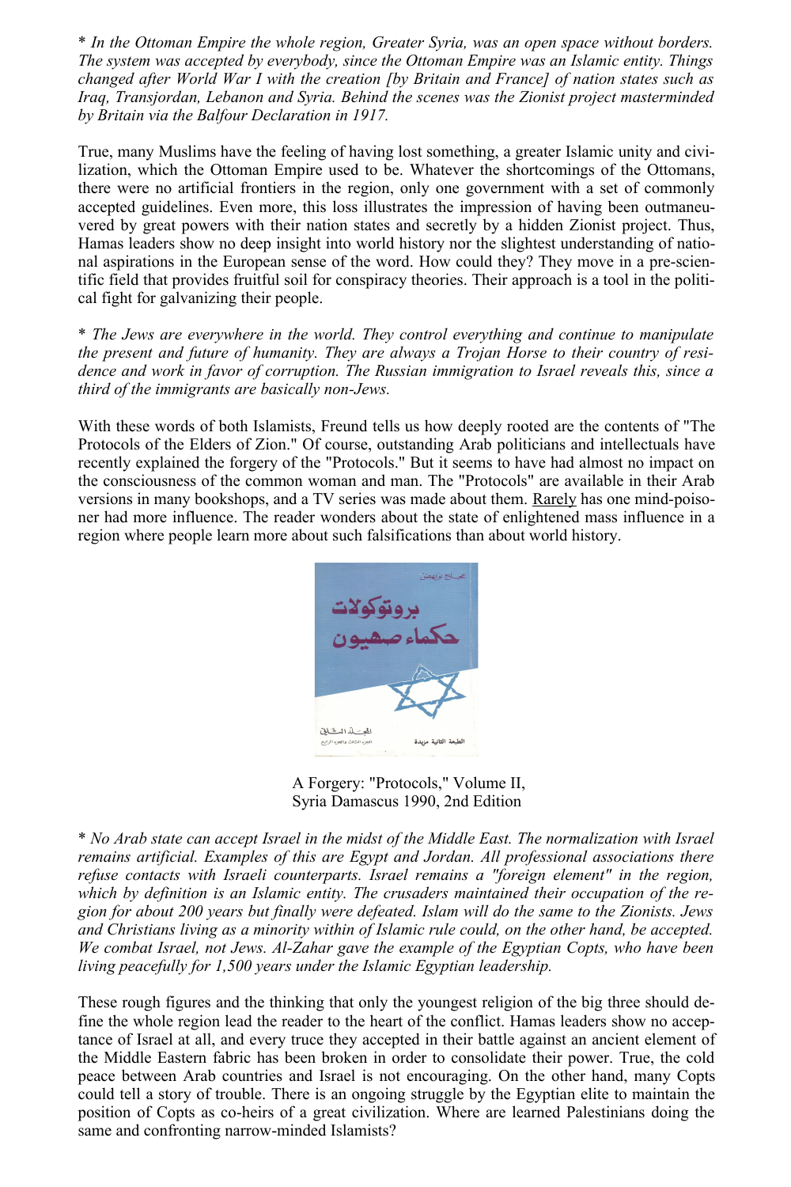* *In the Ottoman Empire the whole region, Greater Syria, was an open space without borders. The system was accepted by everybody, since the Ottoman Empire was an Islamic entity. Things changed after World War I with the creation [by Britain and France] of nation states such as Iraq, Transjordan, Lebanon and Syria. Behind the scenes was the Zionist project masterminded by Britain via the Balfour Declaration in 1917.*

True, many Muslims have the feeling of having lost something, a greater Islamic unity and civilization, which the Ottoman Empire used to be. Whatever the shortcomings of the Ottomans, there were no artificial frontiers in the region, only one government with a set of commonly accepted guidelines. Even more, this loss illustrates the impression of having been outmaneuvered by great powers with their nation states and secretly by a hidden Zionist project. Thus, Hamas leaders show no deep insight into world history nor the slightest understanding of national aspirations in the European sense of the word. How could they? They move in a pre-scientific field that provides fruitful soil for conspiracy theories. Their approach is a tool in the political fight for galvanizing their people.

* *The Jews are everywhere in the world. They control everything and continue to manipulate the present and future of humanity. They are always a Trojan Horse to their country of residence and work in favor of corruption. The Russian immigration to Israel reveals this, since a third of the immigrants are basically non-Jews.*

With these words of both Islamists, Freund tells us how deeply rooted are the contents of "The Protocols of the Elders of Zion." Of course, outstanding Arab politicians and intellectuals have recently explained the forgery of the "Protocols." But it seems to have had almost no impact on the consciousness of the common woman and man. The "Protocols" are available in their Arab versions in many bookshops, and a TV series was made about them. Rarely has one mind-poisoner had more influence. The reader wonders about the state of enlightened mass influence in a region where people learn more about such falsifications than about world history.

A Forgery: "Protocols," Volume II,
Syria Damascus 1990, 2nd Edition

* *No Arab state can accept Israel in the midst of the Middle East. The normalization with Israel remains artificial. Examples of this are Egypt and Jordan. All professional associations there refuse contacts with Israeli counterparts. Israel remains a "foreign element" in the region, which by definition is an Islamic entity. The crusaders maintained their occupation of the region for about 200 years but finally were defeated. Islam will do the same to the Zionists. Jews and Christians living as a minority within of Islamic rule could, on the other hand, be accepted. We combat Israel, not Jews. Al-Zahar gave the example of the Egyptian Copts, who have been living peacefully for 1,500 years under the Islamic Egyptian leadership.*

These rough figures and the thinking that only the youngest religion of the big three should define the whole region lead the reader to the heart of the conflict. Hamas leaders show no acceptance of Israel at all, and every truce they accepted in their battle against an ancient element of the Middle Eastern fabric has been broken in order to consolidate their power. True, the cold peace between Arab countries and Israel is not encouraging. On the other hand, many Copts could tell a story of trouble. There is an ongoing struggle by the Egyptian elite to maintain the position of Copts as co-heirs of a great civilization. Where are learned Palestinians doing the same and confronting narrow-minded Islamists?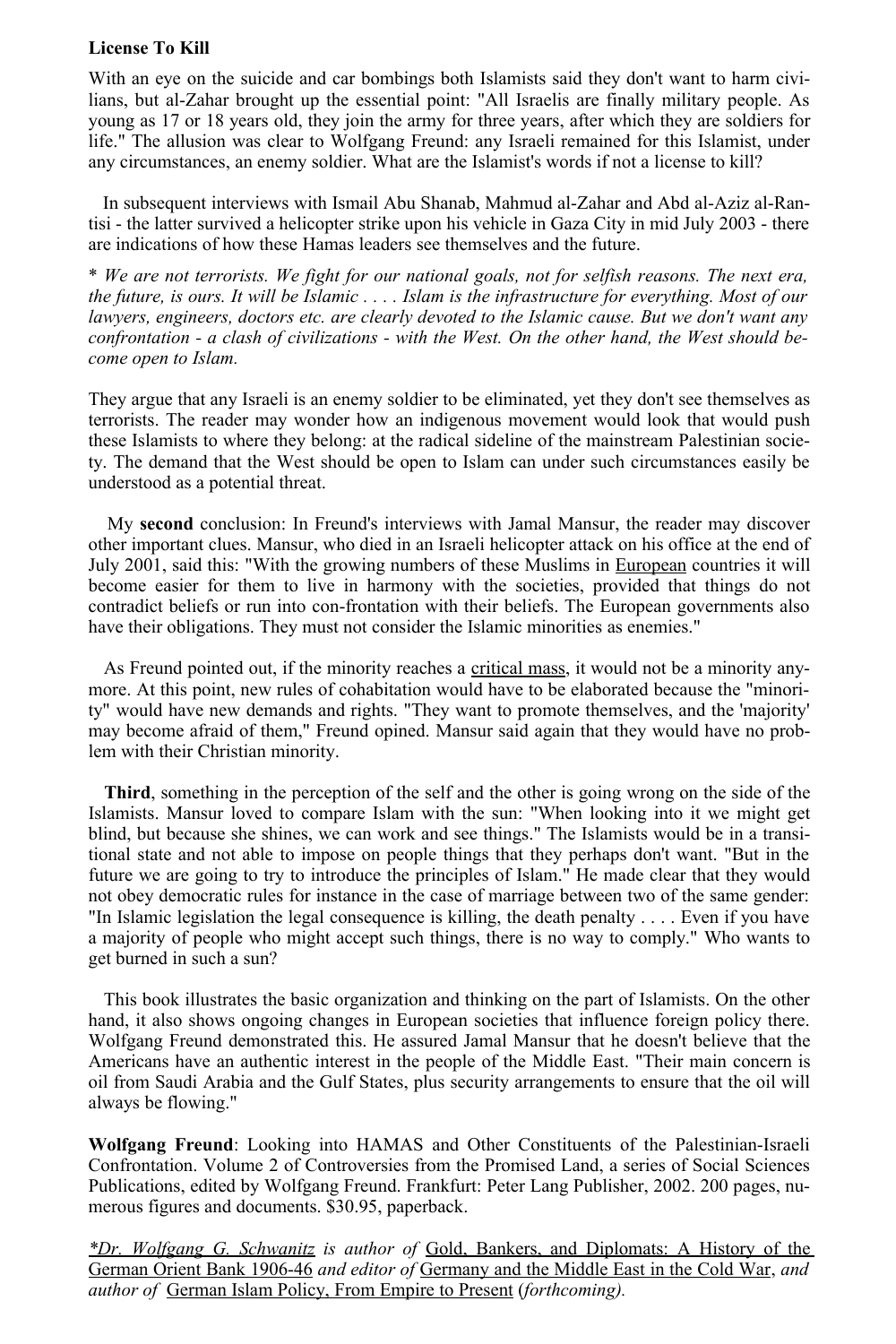**License To Kill**

With an eye on the suicide and car bombings both Islamists said they don't want to harm civilians, but al-Zahar brought up the essential point: "All Israelis are finally military people. As young as 17 or 18 years old, they join the army for three years, after which they are soldiers for life." The allusion was clear to Wolfgang Freund: any Israeli remained for this Islamist, under any circumstances, an enemy soldier. What are the Islamist's words if not a license to kill?

In subsequent interviews with Ismail Abu Shanab, Mahmud al-Zahar and Abd al-Aziz al-Rantisi - the latter survived a helicopter strike upon his vehicle in Gaza City in mid July 2003 - there are indications of how these Hamas leaders see themselves and the future.

* *We are not terrorists. We fight for our national goals, not for selfish reasons. The next era, the future, is ours. It will be Islamic . . . . Islam is the infrastructure for everything. Most of our lawyers, engineers, doctors etc. are clearly devoted to the Islamic cause. But we don't want any confrontation - a clash of civilizations - with the West. On the other hand, the West should become open to Islam.*

They argue that any Israeli is an enemy soldier to be eliminated, yet they don't see themselves as terrorists. The reader may wonder how an indigenous movement would look that would push these Islamists to where they belong: at the radical sideline of the mainstream Palestinian society. The demand that the West should be open to Islam can under such circumstances easily be understood as a potential threat.

My **second** conclusion: In Freund's interviews with Jamal Mansur, the reader may discover other important clues. Mansur, who died in an Israeli helicopter attack on his office at the end of July 2001, said this: "With the growing numbers of these Muslims in European countries it will become easier for them to live in harmony with the societies, provided that things do not contradict beliefs or run into con-frontation with their beliefs. The European governments also have their obligations. They must not consider the Islamic minorities as enemies."

As Freund pointed out, if the minority reaches a critical mass, it would not be a minority anymore. At this point, new rules of cohabitation would have to be elaborated because the "minority" would have new demands and rights. "They want to promote themselves, and the 'majority' may become afraid of them," Freund opined. Mansur said again that they would have no problem with their Christian minority.

**Third**, something in the perception of the self and the other is going wrong on the side of the Islamists. Mansur loved to compare Islam with the sun: "When looking into it we might get blind, but because she shines, we can work and see things." The Islamists would be in a transitional state and not able to impose on people things that they perhaps don't want. "But in the future we are going to try to introduce the principles of Islam." He made clear that they would not obey democratic rules for instance in the case of marriage between two of the same gender: "In Islamic legislation the legal consequence is killing, the death penalty . . . . Even if you have a majority of people who might accept such things, there is no way to comply." Who wants to get burned in such a sun?

This book illustrates the basic organization and thinking on the part of Islamists. On the other hand, it also shows ongoing changes in European societies that influence foreign policy there. Wolfgang Freund demonstrated this. He assured Jamal Mansur that he doesn't believe that the Americans have an authentic interest in the people of the Middle East. "Their main concern is oil from Saudi Arabia and the Gulf States, plus security arrangements to ensure that the oil will always be flowing."

**Wolfgang Freund**: Looking into HAMAS and Other Constituents of the Palestinian-Israeli Confrontation. Volume 2 of Controversies from the Promised Land, a series of Social Sciences Publications, edited by Wolfgang Freund. Frankfurt: Peter Lang Publisher, 2002. 200 pages, numerous figures and documents. $30.95, paperback.

*\*Dr. Wolfgang G. Schwanitz is author of* Gold, Bankers, and Diplomats: A History of the German Orient Bank 1906-46 *and editor of* Germany and the Middle East in the Cold War, *and author of* German Islam Policy, From Empire to Present (*forthcoming).*